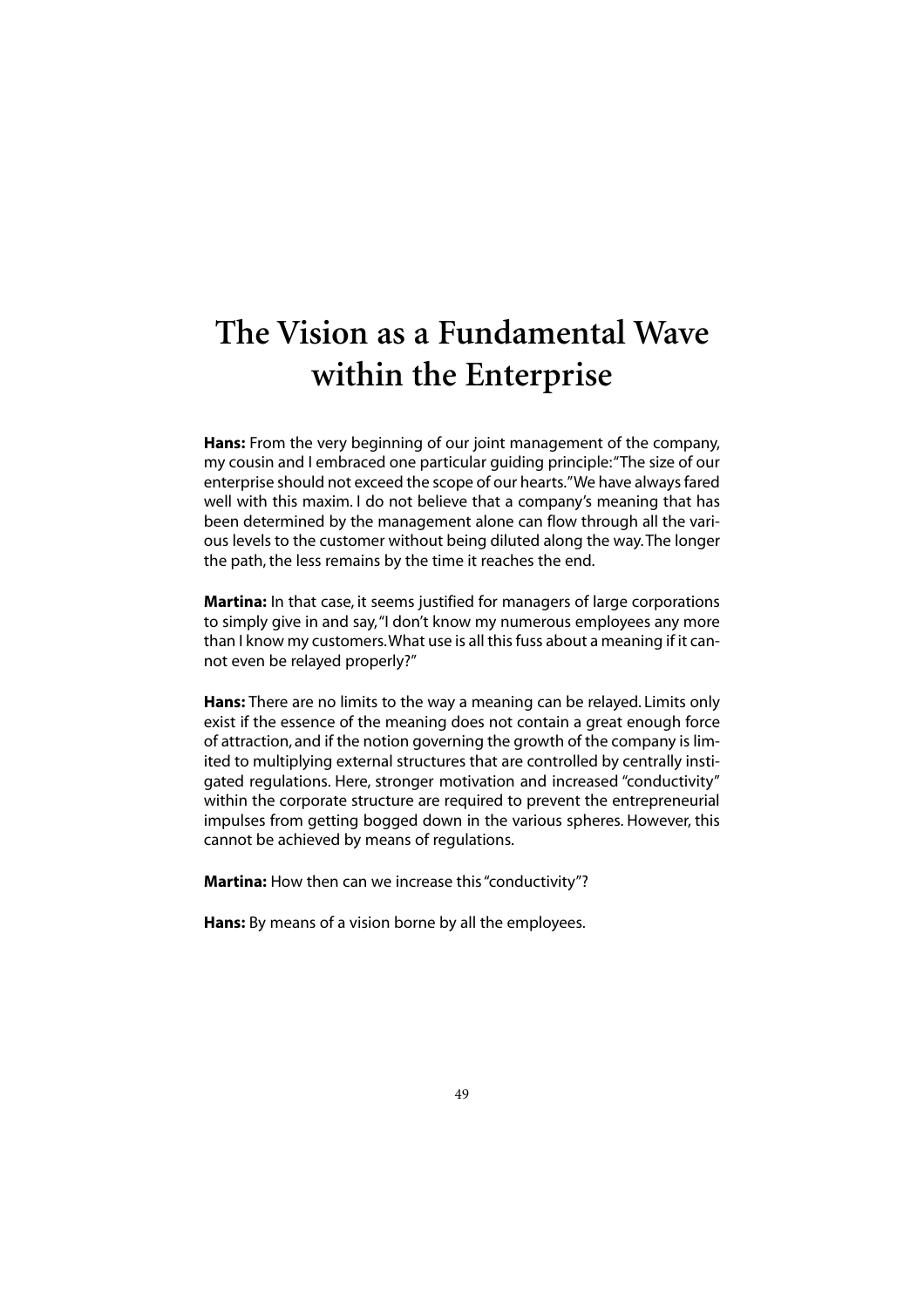# The Vision as a Fundamental Wave within the Enterprise

**Hans:** From the very beginning of our joint management of the company, my cousin and I embraced one particular guiding principle: "The size of our enterprise should not exceed the scope of our hearts." We have always fared well with this maxim. I do not believe that a company's meaning that has been determined by the management alone can flow through all the various levels to the customer without being diluted along the way. The longer the path, the less remains by the time it reaches the end.

**Martina:** In that case, it seems justified for managers of large corporations to simply give in and say, "I don't know my numerous employees any more than I know my customers. What use is all this fuss about a meaning if it cannot even be relayed properly?"

**Hans:** There are no limits to the way a meaning can be relayed. Limits only exist if the essence of the meaning does not contain a great enough force of attraction, and if the notion governing the growth of the company is limited to multiplying external structures that are controlled by centrally instigated regulations. Here, stronger motivation and increased "conductivity" within the corporate structure are required to prevent the entrepreneurial impulses from getting bogged down in the various spheres. However, this cannot be achieved by means of regulations.

**Martina:** How then can we increase this "conductivity"?

**Hans:** By means of a vision borne by all the employees.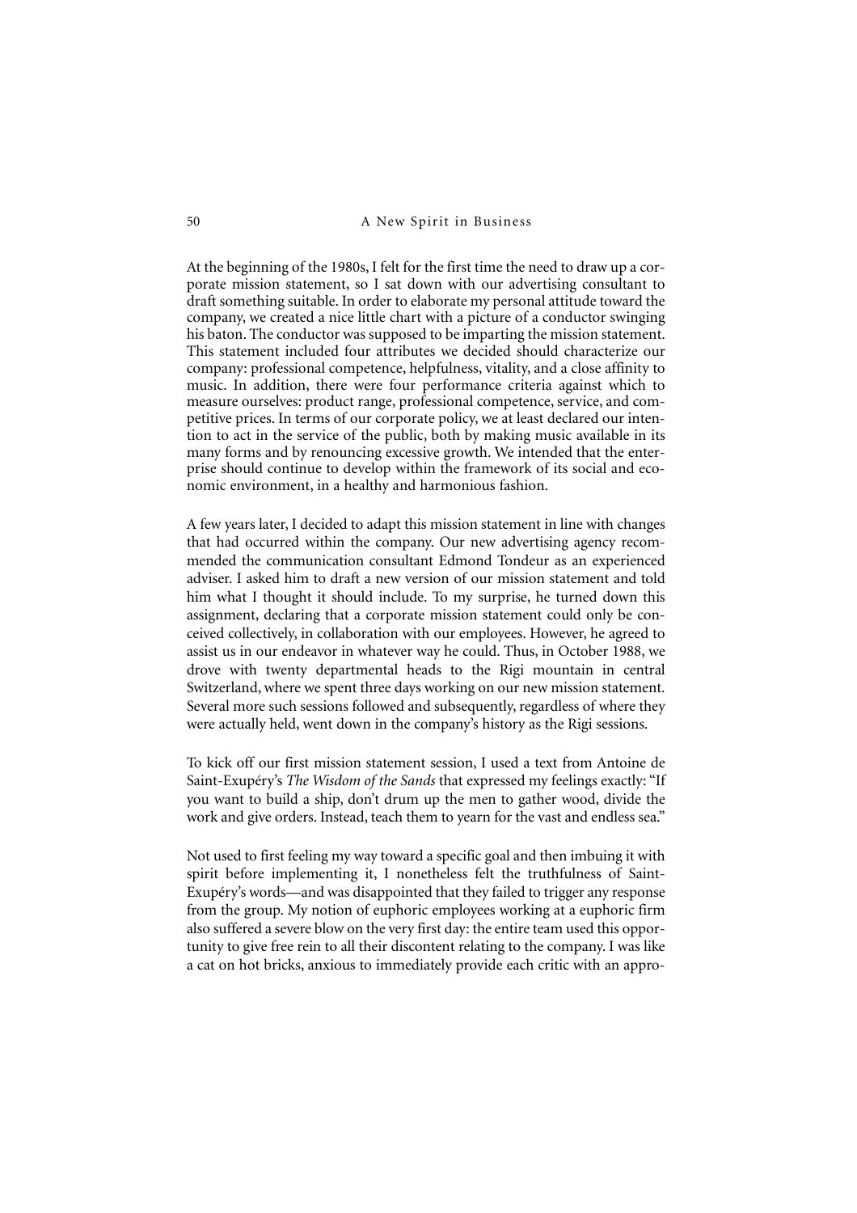At the beginning of the 1980s, I felt for the first time the need to draw up a corporate mission statement, so I sat down with our advertising consultant to draft something suitable. In order to elaborate my personal attitude toward the company, we created a nice little chart with a picture of a conductor swinging his baton. The conductor was supposed to be imparting the mission statement. This statement included four attributes we decided should characterize our company: professional competence, helpfulness, vitality, and a close affinity to music. In addition, there were four performance criteria against which to measure ourselves: product range, professional competence, service, and competitive prices. In terms of our corporate policy, we at least declared our intention to act in the service of the public, both by making music available in its many forms and by renouncing excessive growth. We intended that the enterprise should continue to develop within the framework of its social and economic environment, in a healthy and harmonious fashion.

A few years later, I decided to adapt this mission statement in line with changes that had occurred within the company. Our new advertising agency recommended the communication consultant Edmond Tondeur as an experienced adviser. I asked him to draft a new version of our mission statement and told him what I thought it should include. To my surprise, he turned down this assignment, declaring that a corporate mission statement could only be conceived collectively, in collaboration with our employees. However, he agreed to assist us in our endeavor in whatever way he could. Thus, in October 1988, we drove with twenty departmental heads to the Rigi mountain in central Switzerland, where we spent three days working on our new mission statement. Several more such sessions followed and subsequently, regardless of where they were actually held, went down in the company's history as the Rigi sessions.

To kick off our first mission statement session, I used a text from Antoine de Saint-Exupéry's *The Wisdom of the Sands* that expressed my feelings exactly: "If you want to build a ship, don't drum up the men to gather wood, divide the work and give orders. Instead, teach them to yearn for the vast and endless sea."

Not used to first feeling my way toward a specific goal and then imbuing it with spirit before implementing it, I nonetheless felt the truthfulness of Saint-Exupéry's words—and was disappointed that they failed to trigger any response from the group. My notion of euphoric employees working at a euphoric firm also suffered a severe blow on the very first day: the entire team used this opportunity to give free rein to all their discontent relating to the company. I was like a cat on hot bricks, anxious to immediately provide each critic with an appro-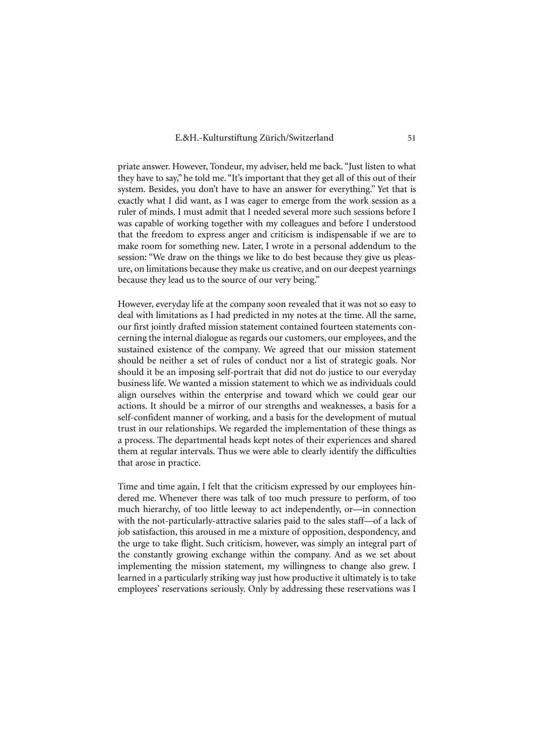priate answer. However, Tondeur, my adviser, held me back. "Just listen to what they have to say," he told me. "It's important that they get all of this out of their system. Besides, you don't have to have an answer for everything." Yet that is exactly what I did want, as I was eager to emerge from the work session as a ruler of minds. I must admit that I needed several more such sessions before I was capable of working together with my colleagues and before I understood that the freedom to express anger and criticism is indispensable if we are to make room for something new. Later, I wrote in a personal addendum to the session: "We draw on the things we like to do best because they give us pleasure, on limitations because they make us creative, and on our deepest yearnings because they lead us to the source of our very being."

However, everyday life at the company soon revealed that it was not so easy to deal with limitations as I had predicted in my notes at the time. All the same, our first jointly drafted mission statement contained fourteen statements concerning the internal dialogue as regards our customers, our employees, and the sustained existence of the company. We agreed that our mission statement should be neither a set of rules of conduct nor a list of strategic goals. Nor should it be an imposing self-portrait that did not do justice to our everyday business life. We wanted a mission statement to which we as individuals could align ourselves within the enterprise and toward which we could gear our actions. It should be a mirror of our strengths and weaknesses, a basis for a self-confident manner of working, and a basis for the development of mutual trust in our relationships. We regarded the implementation of these things as a process. The departmental heads kept notes of their experiences and shared them at regular intervals. Thus we were able to clearly identify the difficulties that arose in practice.

Time and time again, I felt that the criticism expressed by our employees hindered me. Whenever there was talk of too much pressure to perform, of too much hierarchy, of too little leeway to act independently, or—in connection with the not-particularly-attractive salaries paid to the sales staff—of a lack of job satisfaction, this aroused in me a mixture of opposition, despondency, and the urge to take flight. Such criticism, however, was simply an integral part of the constantly growing exchange within the company. And as we set about implementing the mission statement, my willingness to change also grew. I learned in a particularly striking way just how productive it ultimately is to take employees' reservations seriously. Only by addressing these reservations was I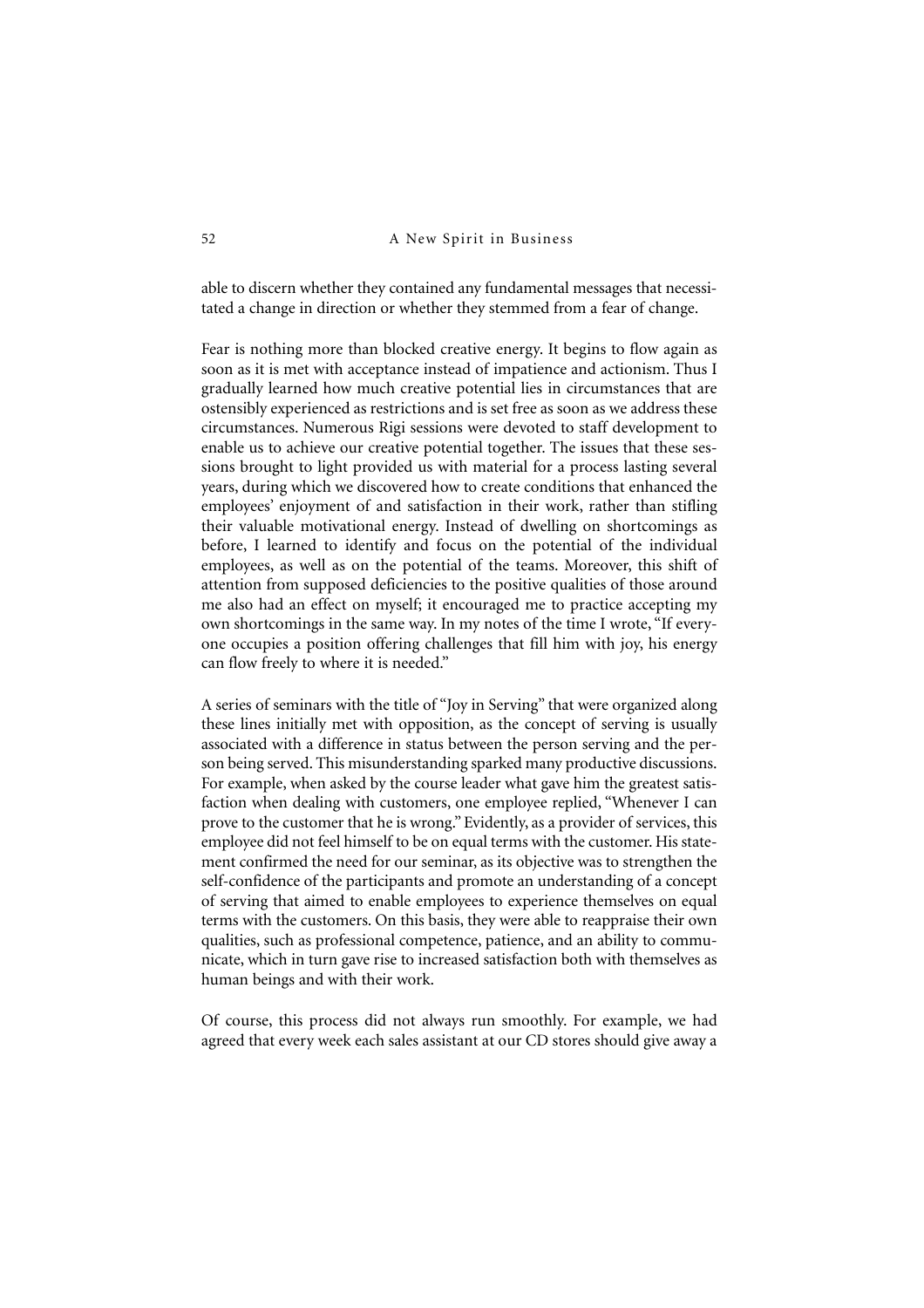able to discern whether they contained any fundamental messages that necessitated a change in direction or whether they stemmed from a fear of change.

Fear is nothing more than blocked creative energy. It begins to flow again as soon as it is met with acceptance instead of impatience and actionism. Thus I gradually learned how much creative potential lies in circumstances that are ostensibly experienced as restrictions and is set free as soon as we address these circumstances. Numerous Rigi sessions were devoted to staff development to enable us to achieve our creative potential together. The issues that these sessions brought to light provided us with material for a process lasting several years, during which we discovered how to create conditions that enhanced the employees' enjoyment of and satisfaction in their work, rather than stifling their valuable motivational energy. Instead of dwelling on shortcomings as before, I learned to identify and focus on the potential of the individual employees, as well as on the potential of the teams. Moreover, this shift of attention from supposed deficiencies to the positive qualities of those around me also had an effect on myself; it encouraged me to practice accepting my own shortcomings in the same way. In my notes of the time I wrote, "If everyone occupies a position offering challenges that fill him with joy, his energy can flow freely to where it is needed."

A series of seminars with the title of "Joy in Serving" that were organized along these lines initially met with opposition, as the concept of serving is usually associated with a difference in status between the person serving and the person being served. This misunderstanding sparked many productive discussions. For example, when asked by the course leader what gave him the greatest satisfaction when dealing with customers, one employee replied, "Whenever I can prove to the customer that he is wrong." Evidently, as a provider of services, this employee did not feel himself to be on equal terms with the customer. His statement confirmed the need for our seminar, as its objective was to strengthen the self-confidence of the participants and promote an understanding of a concept of serving that aimed to enable employees to experience themselves on equal terms with the customers. On this basis, they were able to reappraise their own qualities, such as professional competence, patience, and an ability to communicate, which in turn gave rise to increased satisfaction both with themselves as human beings and with their work.

Of course, this process did not always run smoothly. For example, we had agreed that every week each sales assistant at our CD stores should give away a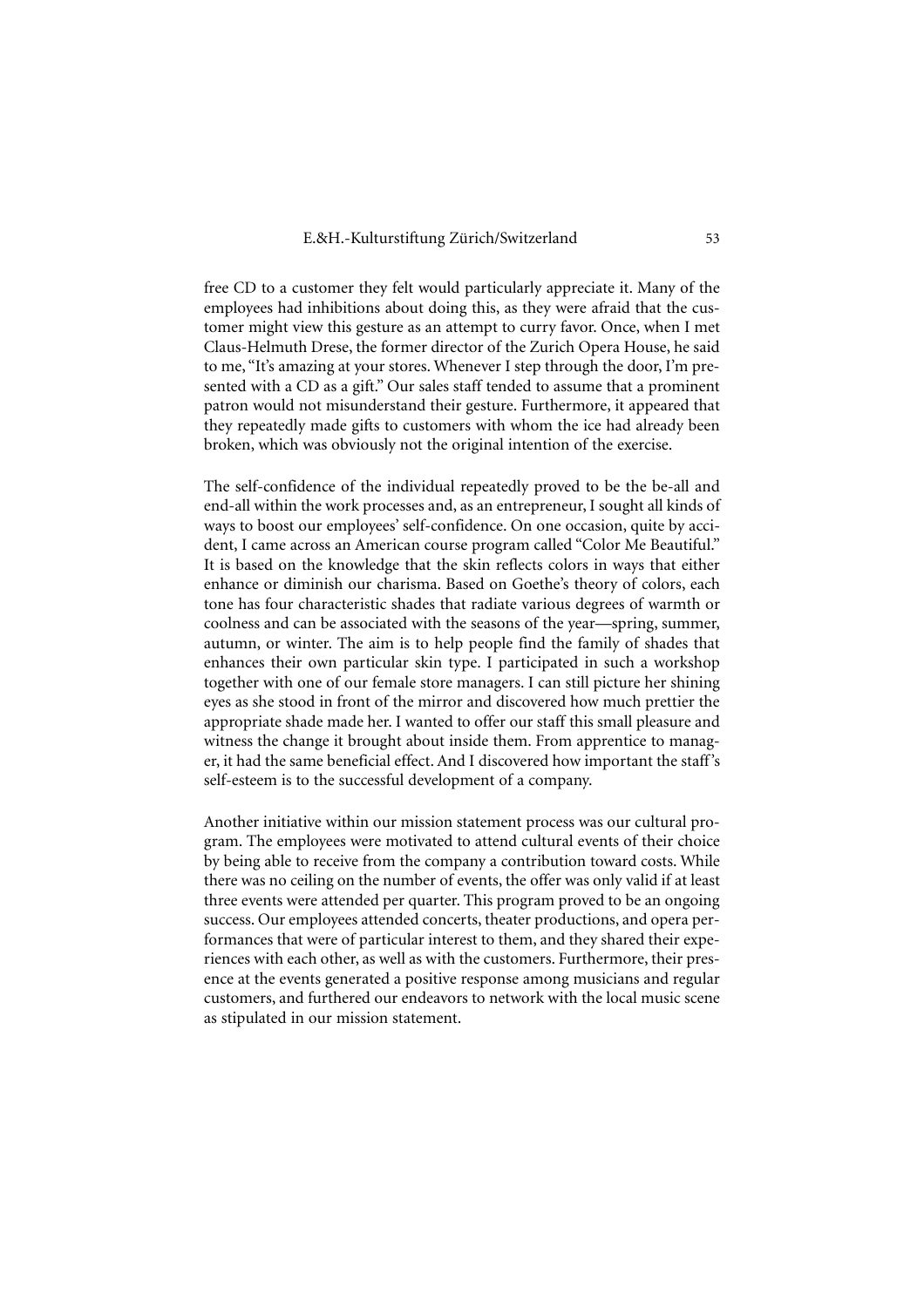free CD to a customer they felt would particularly appreciate it. Many of the employees had inhibitions about doing this, as they were afraid that the customer might view this gesture as an attempt to curry favor. Once, when I met Claus-Helmuth Drese, the former director of the Zurich Opera House, he said to me, "It's amazing at your stores. Whenever I step through the door, I'm presented with a CD as a gift." Our sales staff tended to assume that a prominent patron would not misunderstand their gesture. Furthermore, it appeared that they repeatedly made gifts to customers with whom the ice had already been broken, which was obviously not the original intention of the exercise.

The self-confidence of the individual repeatedly proved to be the be-all and end-all within the work processes and, as an entrepreneur, I sought all kinds of ways to boost our employees' self-confidence. On one occasion, quite by accident, I came across an American course program called "Color Me Beautiful." It is based on the knowledge that the skin reflects colors in ways that either enhance or diminish our charisma. Based on Goethe's theory of colors, each tone has four characteristic shades that radiate various degrees of warmth or coolness and can be associated with the seasons of the year—spring, summer, autumn, or winter. The aim is to help people find the family of shades that enhances their own particular skin type. I participated in such a workshop together with one of our female store managers. I can still picture her shining eyes as she stood in front of the mirror and discovered how much prettier the appropriate shade made her. I wanted to offer our staff this small pleasure and witness the change it brought about inside them. From apprentice to manager, it had the same beneficial effect. And I discovered how important the staff's self-esteem is to the successful development of a company.

Another initiative within our mission statement process was our cultural program. The employees were motivated to attend cultural events of their choice by being able to receive from the company a contribution toward costs. While there was no ceiling on the number of events, the offer was only valid if at least three events were attended per quarter. This program proved to be an ongoing success. Our employees attended concerts, theater productions, and opera performances that were of particular interest to them, and they shared their experiences with each other, as well as with the customers. Furthermore, their presence at the events generated a positive response among musicians and regular customers, and furthered our endeavors to network with the local music scene as stipulated in our mission statement.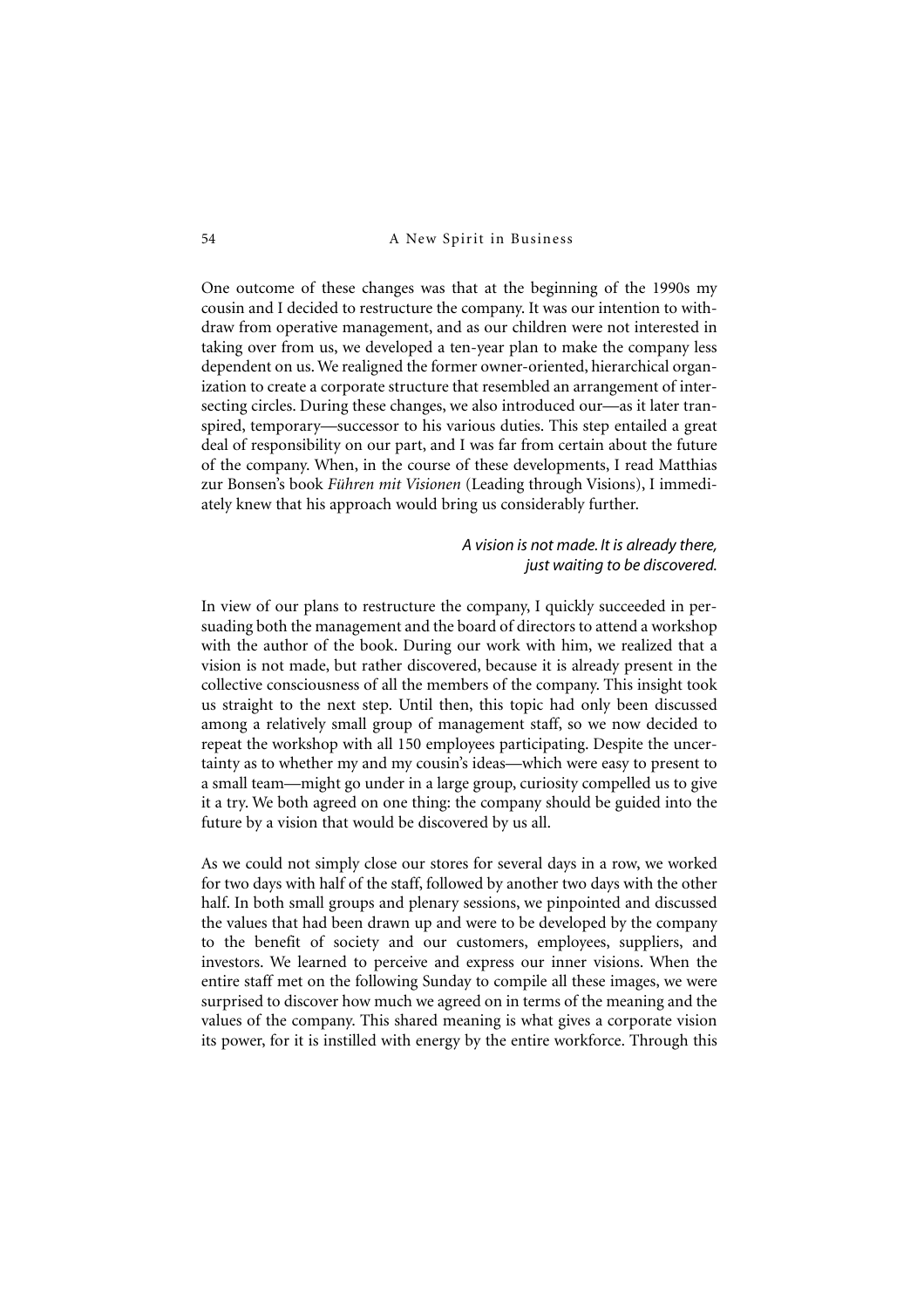One outcome of these changes was that at the beginning of the 1990s my cousin and I decided to restructure the company. It was our intention to withdraw from operative management, and as our children were not interested in taking over from us, we developed a ten-year plan to make the company less dependent on us. We realigned the former owner-oriented, hierarchical organization to create a corporate structure that resembled an arrangement of intersecting circles. During these changes, we also introduced our—as it later transpired, temporary—successor to his various duties. This step entailed a great deal of responsibility on our part, and I was far from certain about the future of the company. When, in the course of these developments, I read Matthias zur Bonsen's book *Führen mit Visionen* (Leading through Visions), I immediately knew that his approach would bring us considerably further.

> *A vision is not made. It is already there, just waiting to be discovered.*

In view of our plans to restructure the company, I quickly succeeded in persuading both the management and the board of directors to attend a workshop with the author of the book. During our work with him, we realized that a vision is not made, but rather discovered, because it is already present in the collective consciousness of all the members of the company. This insight took us straight to the next step. Until then, this topic had only been discussed among a relatively small group of management staff, so we now decided to repeat the workshop with all 150 employees participating. Despite the uncertainty as to whether my and my cousin's ideas—which were easy to present to a small team—might go under in a large group, curiosity compelled us to give it a try. We both agreed on one thing: the company should be guided into the future by a vision that would be discovered by us all.

As we could not simply close our stores for several days in a row, we worked for two days with half of the staff, followed by another two days with the other half. In both small groups and plenary sessions, we pinpointed and discussed the values that had been drawn up and were to be developed by the company to the benefit of society and our customers, employees, suppliers, and investors. We learned to perceive and express our inner visions. When the entire staff met on the following Sunday to compile all these images, we were surprised to discover how much we agreed on in terms of the meaning and the values of the company. This shared meaning is what gives a corporate vision its power, for it is instilled with energy by the entire workforce. Through this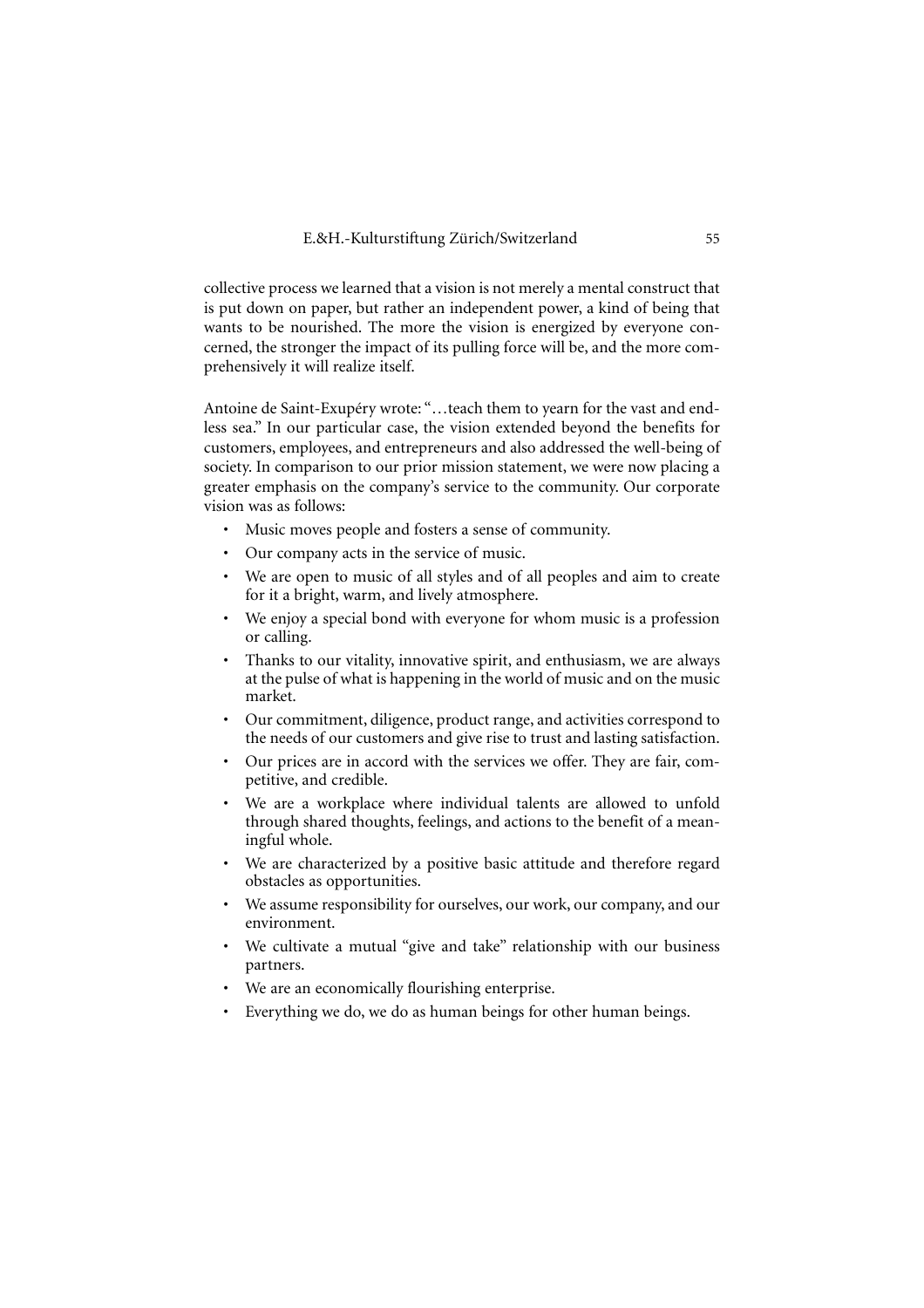collective process we learned that a vision is not merely a mental construct that is put down on paper, but rather an independent power, a kind of being that wants to be nourished. The more the vision is energized by everyone concerned, the stronger the impact of its pulling force will be, and the more comprehensively it will realize itself.

Antoine de Saint-Exupéry wrote: "…teach them to yearn for the vast and endless sea." In our particular case, the vision extended beyond the benefits for customers, employees, and entrepreneurs and also addressed the well-being of society. In comparison to our prior mission statement, we were now placing a greater emphasis on the company's service to the community. Our corporate vision was as follows:

- Music moves people and fosters a sense of community.
- Our company acts in the service of music.
- We are open to music of all styles and of all peoples and aim to create for it a bright, warm, and lively atmosphere.
- We enjoy a special bond with everyone for whom music is a profession or calling.
- Thanks to our vitality, innovative spirit, and enthusiasm, we are always at the pulse of what is happening in the world of music and on the music market.
- Our commitment, diligence, product range, and activities correspond to the needs of our customers and give rise to trust and lasting satisfaction.
- Our prices are in accord with the services we offer. They are fair, competitive, and credible.
- We are a workplace where individual talents are allowed to unfold through shared thoughts, feelings, and actions to the benefit of a meaningful whole.
- We are characterized by a positive basic attitude and therefore regard obstacles as opportunities.
- We assume responsibility for ourselves, our work, our company, and our environment.
- We cultivate a mutual "give and take" relationship with our business partners.
- We are an economically flourishing enterprise.
- Everything we do, we do as human beings for other human beings.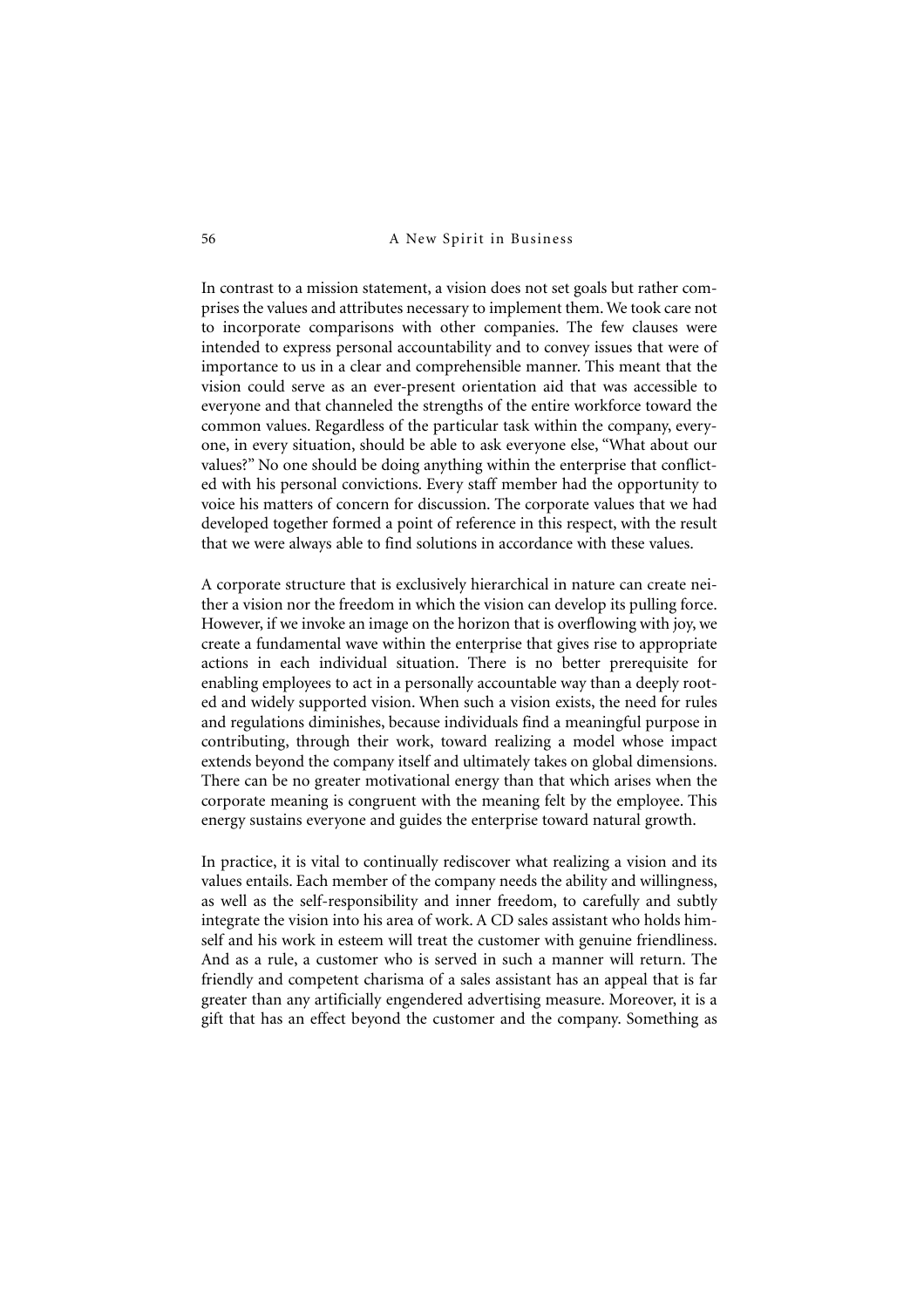In contrast to a mission statement, a vision does not set goals but rather comprises the values and attributes necessary to implement them. We took care not to incorporate comparisons with other companies. The few clauses were intended to express personal accountability and to convey issues that were of importance to us in a clear and comprehensible manner. This meant that the vision could serve as an ever-present orientation aid that was accessible to everyone and that channeled the strengths of the entire workforce toward the common values. Regardless of the particular task within the company, everyone, in every situation, should be able to ask everyone else, "What about our values?" No one should be doing anything within the enterprise that conflicted with his personal convictions. Every staff member had the opportunity to voice his matters of concern for discussion. The corporate values that we had developed together formed a point of reference in this respect, with the result that we were always able to find solutions in accordance with these values.

A corporate structure that is exclusively hierarchical in nature can create neither a vision nor the freedom in which the vision can develop its pulling force. However, if we invoke an image on the horizon that is overflowing with joy, we create a fundamental wave within the enterprise that gives rise to appropriate actions in each individual situation. There is no better prerequisite for enabling employees to act in a personally accountable way than a deeply rooted and widely supported vision. When such a vision exists, the need for rules and regulations diminishes, because individuals find a meaningful purpose in contributing, through their work, toward realizing a model whose impact extends beyond the company itself and ultimately takes on global dimensions. There can be no greater motivational energy than that which arises when the corporate meaning is congruent with the meaning felt by the employee. This energy sustains everyone and guides the enterprise toward natural growth.

In practice, it is vital to continually rediscover what realizing a vision and its values entails. Each member of the company needs the ability and willingness, as well as the self-responsibility and inner freedom, to carefully and subtly integrate the vision into his area of work. A CD sales assistant who holds himself and his work in esteem will treat the customer with genuine friendliness. And as a rule, a customer who is served in such a manner will return. The friendly and competent charisma of a sales assistant has an appeal that is far greater than any artificially engendered advertising measure. Moreover, it is a gift that has an effect beyond the customer and the company. Something as